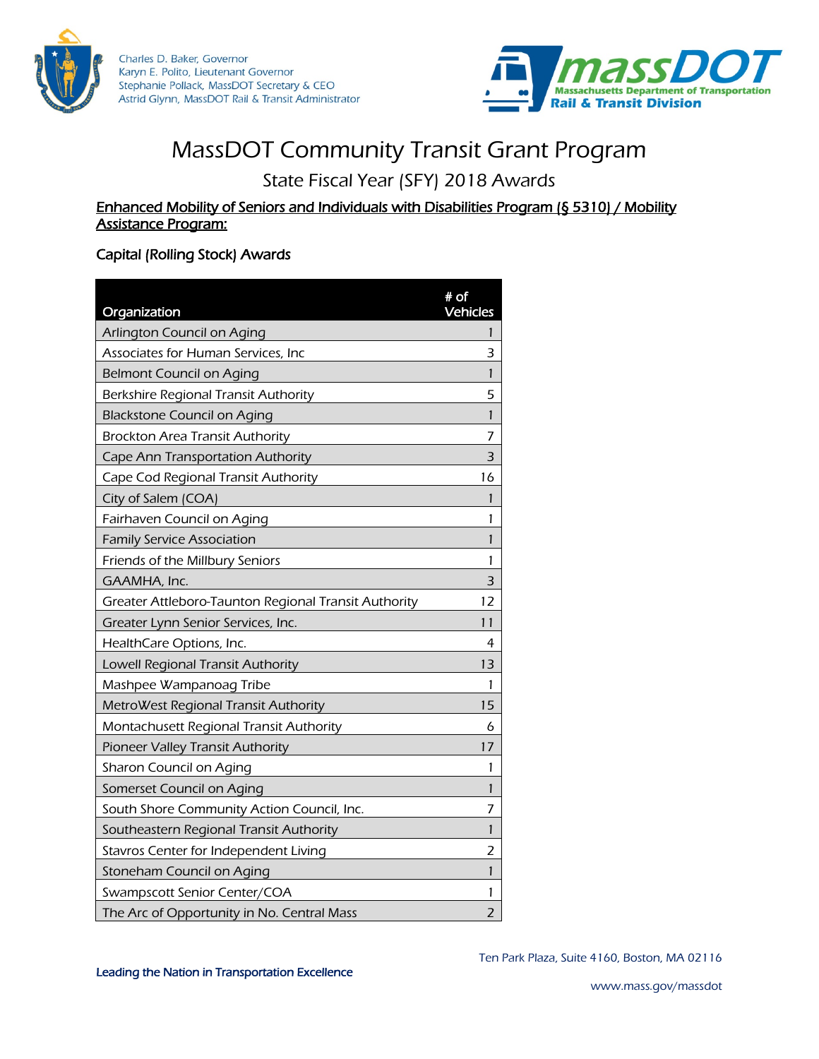Charles D. Baker, Governor
Karyn E. Polito, Lieutenant Governor
Stephanie Pollack, MassDOT Secretary & CEO
Astrid Glynn, MassDOT Rail & Transit Administrator

massDOT
Massachusetts Department of Transportation
Rail & Transit Division

# MassDOT Community Transit Grant Program

## State Fiscal Year (SFY) 2018 Awards

**Enhanced Mobility of Seniors and Individuals with Disabilities Program (§ 5310) / Mobility Assistance Program:**

### Capital (Rolling Stock) Awards

| Organization | # of Vehicles |
|---|---|
| Arlington Council on Aging | 1 |
| Associates for Human Services, Inc | 3 |
| Belmont Council on Aging | 1 |
| Berkshire Regional Transit Authority | 5 |
| Blackstone Council on Aging | 1 |
| Brockton Area Transit Authority | 7 |
| Cape Ann Transportation Authority | 3 |
| Cape Cod Regional Transit Authority | 16 |
| City of Salem (COA) | 1 |
| Fairhaven Council on Aging | 1 |
| Family Service Association | 1 |
| Friends of the Millbury Seniors | 1 |
| GAAMHA, Inc. | 3 |
| Greater Attleboro-Taunton Regional Transit Authority | 12 |
| Greater Lynn Senior Services, Inc. | 11 |
| HealthCare Options, Inc. | 4 |
| Lowell Regional Transit Authority | 13 |
| Mashpee Wampanoag Tribe | 1 |
| MetroWest Regional Transit Authority | 15 |
| Montachusett Regional Transit Authority | 6 |
| Pioneer Valley Transit Authority | 17 |
| Sharon Council on Aging | 1 |
| Somerset Council on Aging | 1 |
| South Shore Community Action Council, Inc. | 7 |
| Southeastern Regional Transit Authority | 1 |
| Stavros Center for Independent Living | 2 |
| Stoneham Council on Aging | 1 |
| Swampscott Senior Center/COA | 1 |
| The Arc of Opportunity in No. Central Mass | 2 |

Leading the Nation in Transportation Excellence

Ten Park Plaza, Suite 4160, Boston, MA 02116

www.mass.gov/massdot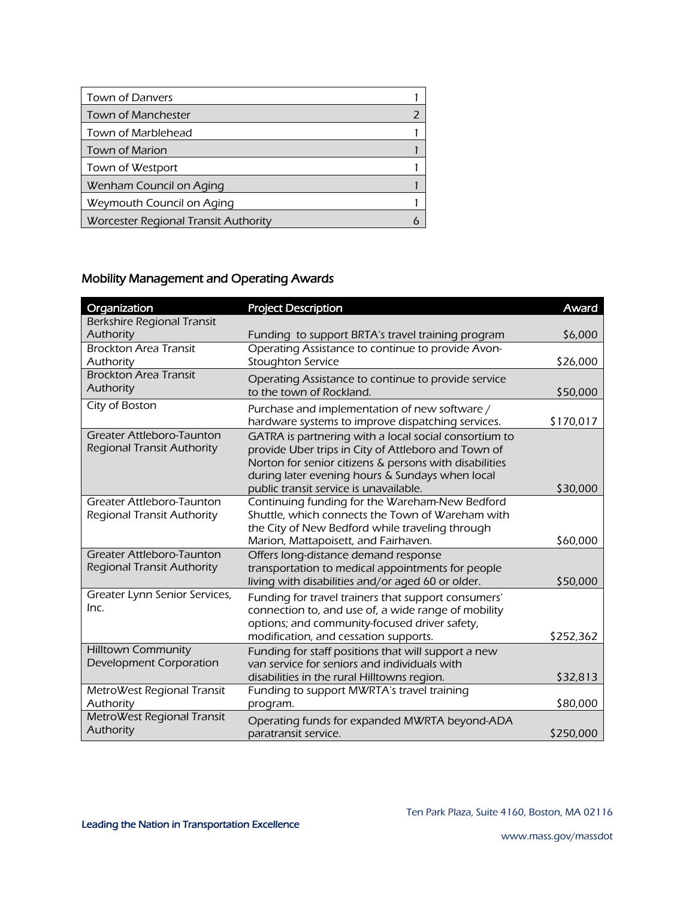| | |
|---|---|
| Town of Danvers | 1 |
| Town of Manchester | 2 |
| Town of Marblehead | 1 |
| Town of Marion | 1 |
| Town of Westport | 1 |
| Wenham Council on Aging | 1 |
| Weymouth Council on Aging | 1 |
| Worcester Regional Transit Authority | 6 |

## Mobility Management and Operating Awards

| Organization | Project Description | Award |
|---|---|---|
| Berkshire Regional Transit Authority | Funding to support BRTA's travel training program | $6,000 |
| Brockton Area Transit Authority | Operating Assistance to continue to provide Avon-Stoughton Service | $26,000 |
| Brockton Area Transit Authority | Operating Assistance to continue to provide service to the town of Rockland. | $50,000 |
| City of Boston | Purchase and implementation of new software / hardware systems to improve dispatching services. | $170,017 |
| Greater Attleboro-Taunton Regional Transit Authority | GATRA is partnering with a local social consortium to provide Uber trips in City of Attleboro and Town of Norton for senior citizens & persons with disabilities during later evening hours & Sundays when local public transit service is unavailable. | $30,000 |
| Greater Attleboro-Taunton Regional Transit Authority | Continuing funding for the Wareham-New Bedford Shuttle, which connects the Town of Wareham with the City of New Bedford while traveling through Marion, Mattapoisett, and Fairhaven. | $60,000 |
| Greater Attleboro-Taunton Regional Transit Authority | Offers long-distance demand response transportation to medical appointments for people living with disabilities and/or aged 60 or older. | $50,000 |
| Greater Lynn Senior Services, Inc. | Funding for travel trainers that support consumers' connection to, and use of, a wide range of mobility options; and community-focused driver safety, modification, and cessation supports. | $252,362 |
| Hilltown Community Development Corporation | Funding for staff positions that will support a new van service for seniors and individuals with disabilities in the rural Hilltowns region. | $32,813 |
| MetroWest Regional Transit Authority | Funding to support MWRTA's travel training program. | $80,000 |
| MetroWest Regional Transit Authority | Operating funds for expanded MWRTA beyond-ADA paratransit service. | $250,000 |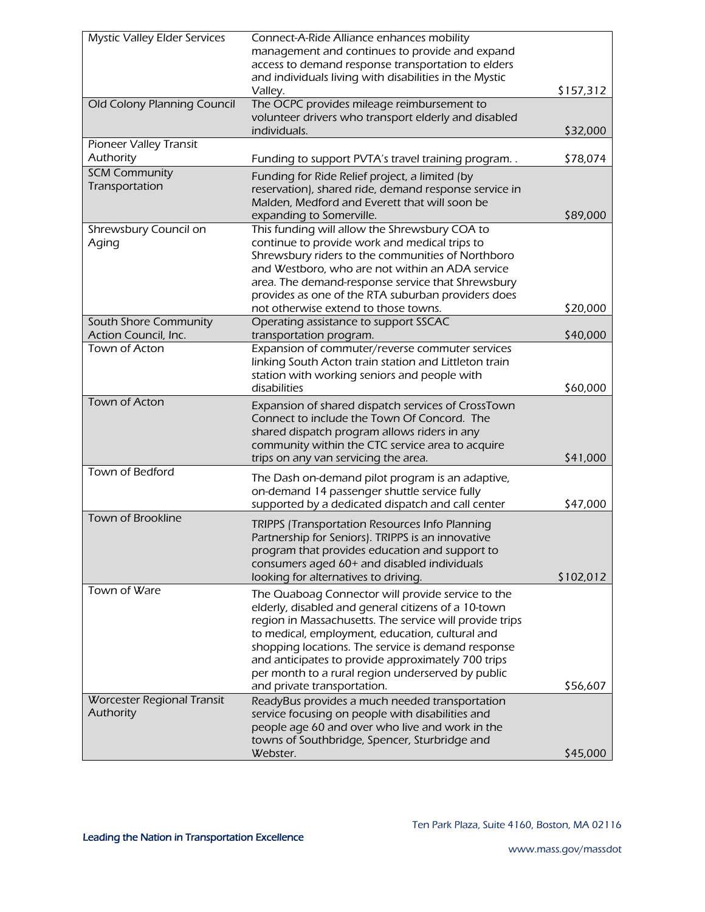| | | |
|---|---|---|
| Mystic Valley Elder Services | Connect-A-Ride Alliance enhances mobility management and continues to provide and expand access to demand response transportation to elders and individuals living with disabilities in the Mystic Valley. | $157,312 |
| Old Colony Planning Council | The OCPC provides mileage reimbursement to volunteer drivers who transport elderly and disabled individuals. | $32,000 |
| Pioneer Valley Transit Authority | Funding to support PVTA's travel training program. . | $78,074 |
| SCM Community Transportation | Funding for Ride Relief project, a limited (by reservation), shared ride, demand response service in Malden, Medford and Everett that will soon be expanding to Somerville. | $89,000 |
| Shrewsbury Council on Aging | This funding will allow the Shrewsbury COA to continue to provide work and medical trips to Shrewsbury riders to the communities of Northboro and Westboro, who are not within an ADA service area. The demand-response service that Shrewsbury provides as one of the RTA suburban providers does not otherwise extend to those towns. | $20,000 |
| South Shore Community Action Council, Inc. | Operating assistance to support SSCAC transportation program. | $40,000 |
| Town of Acton | Expansion of commuter/reverse commuter services linking South Acton train station and Littleton train station with working seniors and people with disabilities | $60,000 |
| Town of Acton | Expansion of shared dispatch services of CrossTown Connect to include the Town Of Concord. The shared dispatch program allows riders in any community within the CTC service area to acquire trips on any van servicing the area. | $41,000 |
| Town of Bedford | The Dash on-demand pilot program is an adaptive, on-demand 14 passenger shuttle service fully supported by a dedicated dispatch and call center | $47,000 |
| Town of Brookline | TRIPPS (Transportation Resources Info Planning Partnership for Seniors). TRIPPS is an innovative program that provides education and support to consumers aged 60+ and disabled individuals looking for alternatives to driving. | $102,012 |
| Town of Ware | The Quaboag Connector will provide service to the elderly, disabled and general citizens of a 10-town region in Massachusetts. The service will provide trips to medical, employment, education, cultural and shopping locations. The service is demand response and anticipates to provide approximately 700 trips per month to a rural region underserved by public and private transportation. | $56,607 |
| Worcester Regional Transit Authority | ReadyBus provides a much needed transportation service focusing on people with disabilities and people age 60 and over who live and work in the towns of Southbridge, Spencer, Sturbridge and Webster. | $45,000 |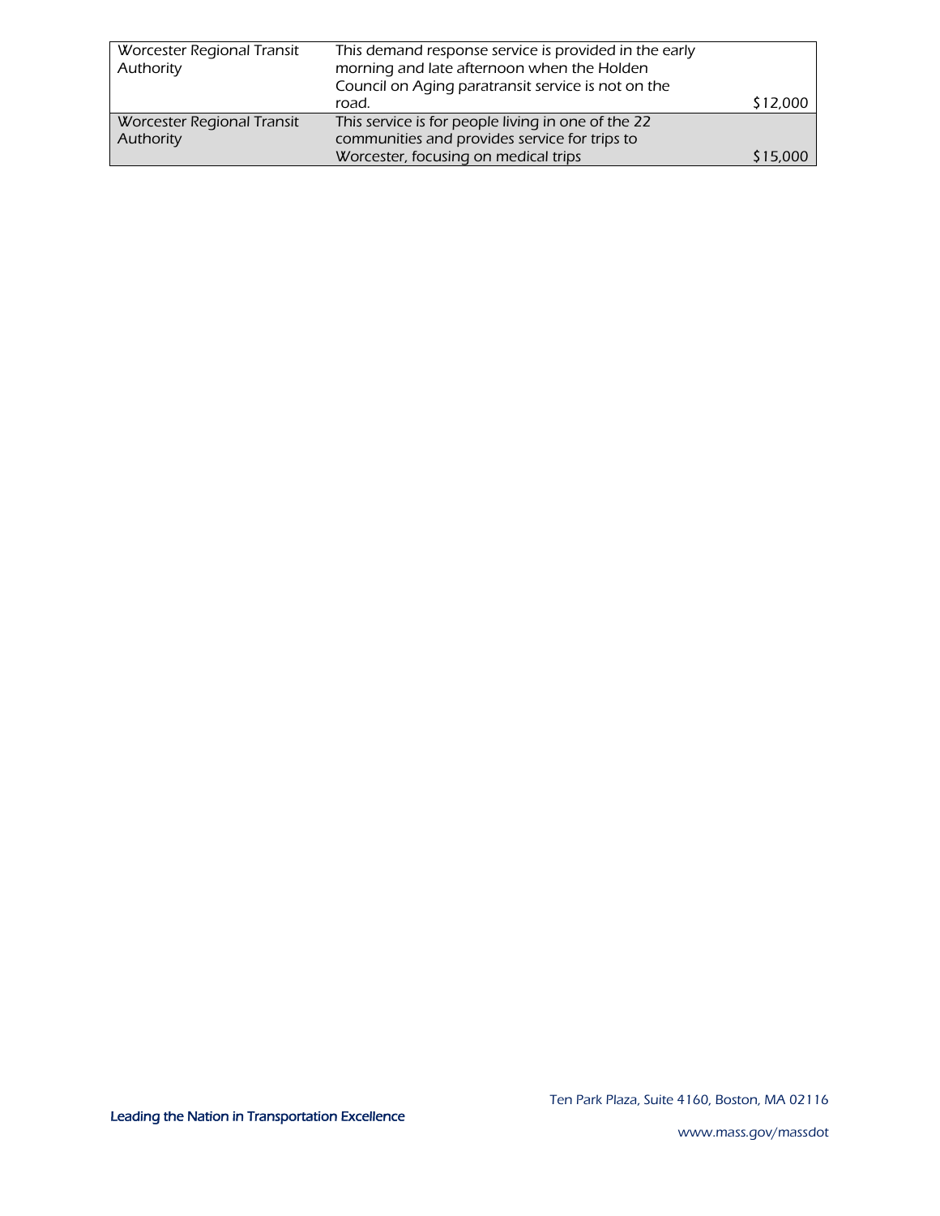| | | |
|---|---|---|
| Worcester Regional Transit Authority | This demand response service is provided in the early morning and late afternoon when the Holden Council on Aging paratransit service is not on the road. | $12,000 |
| Worcester Regional Transit Authority | This service is for people living in one of the 22 communities and provides service for trips to Worcester, focusing on medical trips | $15,000 |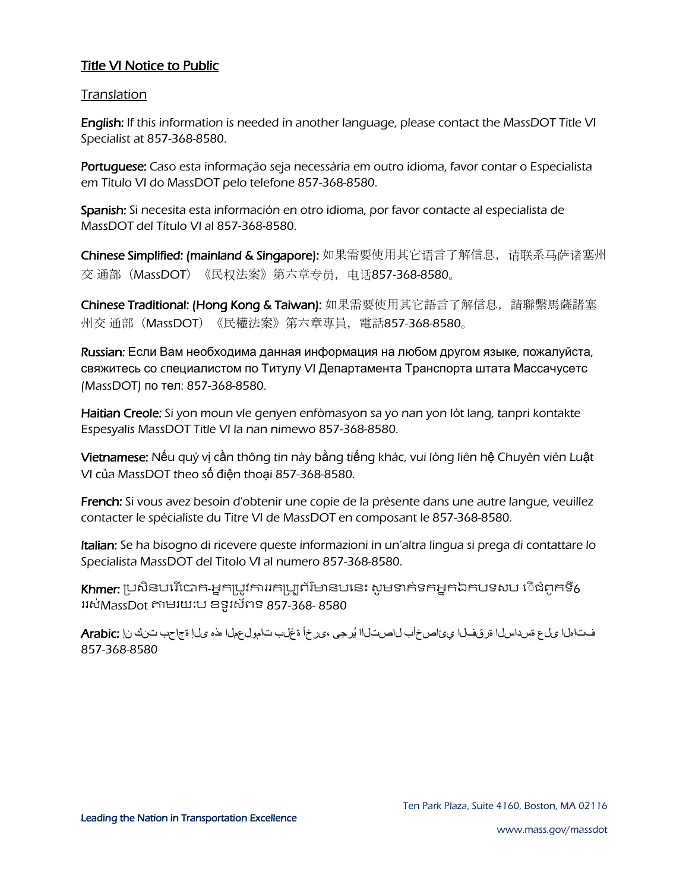## Title VI Notice to Public

### Translation

**English:** *If this information is needed in another language, please contact the MassDOT Title VI Specialist at 857-368-8580.*

**Portuguese:** *Caso esta informação seja necessária em outro idioma, favor contar o Especialista em Título VI do MassDOT pelo telefone 857-368-8580.*

**Spanish:** Si necesita esta información en otro idioma, por favor contacte al especialista de MassDOT del Título VI al 857-368-8580.

**Chinese Simplified: (mainland & Singapore):** 如果需要使用其它语言了解信息， 请联系马萨诸塞州交 通部（MassDOT）《民权法案》第六章专员，电话857-368-8580。

**Chinese Traditional: (Hong Kong & Taiwan):** 如果需要使用其它語言了解信息， 請聯繫馬薩諸塞州交 通部（MassDOT）《民權法案》第六章專員，電話857-368-8580。

**Russian:** Если Вам необходима данная информация на любом другом языке, пожалуйста, свяжитесь со специалистом по Титулу VI Департамента Транспорта штата Массачусетс (MassDOT) по тел: 857-368-8580.

**Haitian Creole:** *Si yon moun vle genyen enfòmasyon sa yo nan yon lòt lang, tanpri kontakte Espesyalis MassDOT Title VI la nan nimewo 857-368-8580.*

**Vietnamese:** *Nếu quý vị cần thông tin này bằng tiếng khác, vui lòng liên hệ Chuyên viên Luật VI của MassDOT theo số điện thoại 857-368-8580.*

**French:** *Si vous avez besoin d'obtenir une copie de la présente dans une autre langue, veuillez contacter le spécialiste du Titre VI de MassDOT en composant le 857-368-8580.*

**Italian:** *Se ha bisogno di ricevere queste informazioni in un'altra lingua si prega di contattare lo Specialista MassDOT del Titolo VI al numero 857-368-8580.*

**Khmer:** ប្រសិនបើលោក-អ្នកត្រូវការបកប្រែព័ត៌មាននេះ សូមទាក់ទកអ្នកឯកទេសលើជំពូកទី6 របស់MassDot តាមរយៈលេខទូរស័ព្ទ 857-368- 8580

**Arabic:** إن كنت بحاجة إلى هذه المعلومات بلغة أخرى، يُرجى الاتصال بأخصائي الفقرة السادسة على الهاتف 857-368-8580

Leading the Nation in Transportation Excellence

Ten Park Plaza, Suite 4160, Boston, MA 02116

www.mass.gov/massdot